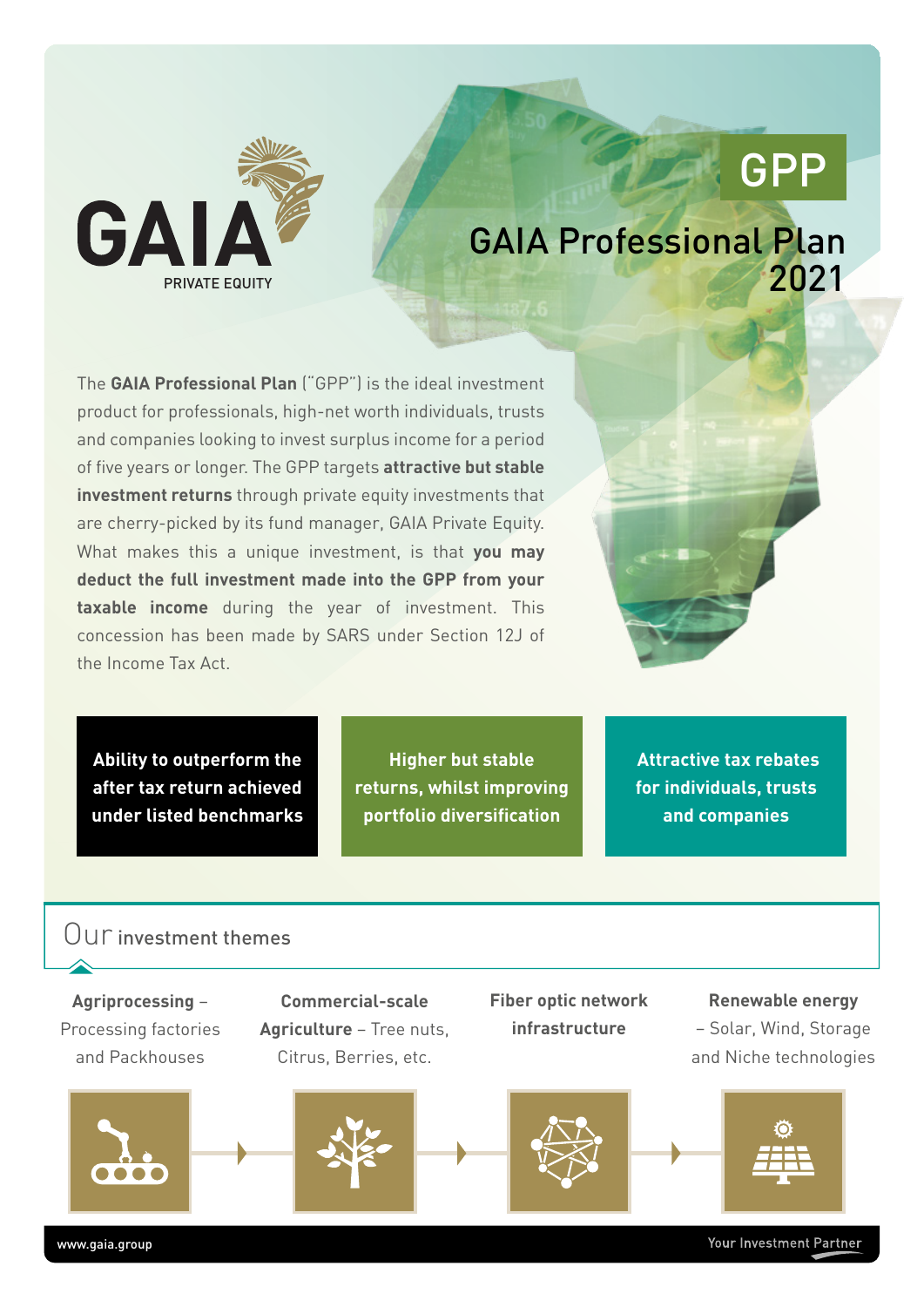GAIA
PRIVATE EQUITY

# GPP

# GAIA Professional Plan 2021

The **GAIA Professional Plan** ("GPP") is the ideal investment product for professionals, high-net worth individuals, trusts and companies looking to invest surplus income for a period of five years or longer. The GPP targets **attractive but stable investment returns** through private equity investments that are cherry-picked by its fund manager, GAIA Private Equity. What makes this a unique investment, is that **you may deduct the full investment made into the GPP from your taxable income** during the year of investment. This concession has been made by SARS under Section 12J of the Income Tax Act.

**Ability to outperform the after tax return achieved under listed benchmarks**

**Higher but stable returns, whilst improving portfolio diversification**

**Attractive tax rebates for individuals, trusts and companies**

## Our investment themes

**Agriprocessing** – Processing factories and Packhouses

**Commercial-scale Agriculture** – Tree nuts, Citrus, Berries, etc.

**Fiber optic network infrastructure**

**Renewable energy** – Solar, Wind, Storage and Niche technologies

www.gaia.group

Your Investment Partner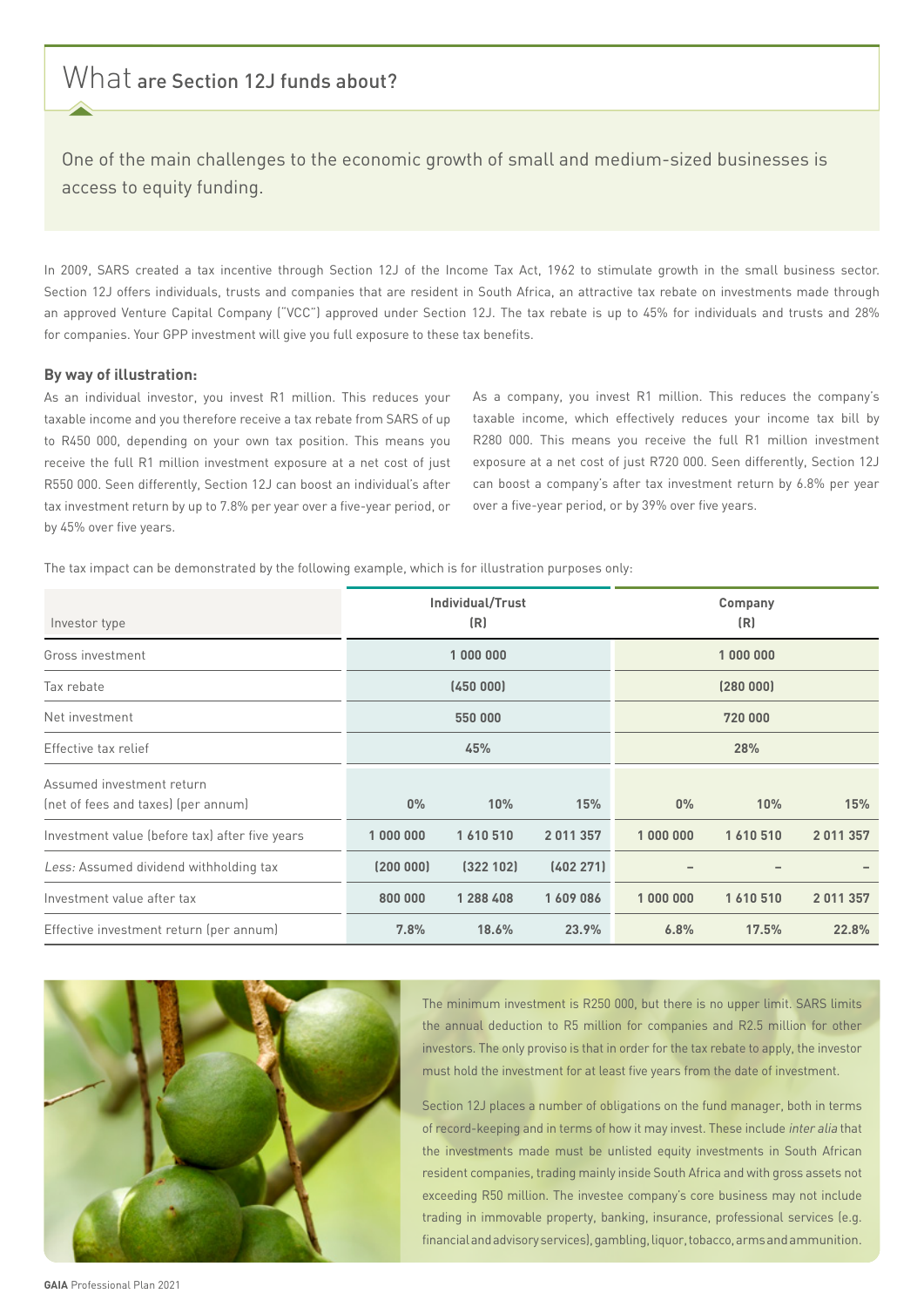# What are Section 12J funds about?

One of the main challenges to the economic growth of small and medium-sized businesses is access to equity funding.

In 2009, SARS created a tax incentive through Section 12J of the Income Tax Act, 1962 to stimulate growth in the small business sector. Section 12J offers individuals, trusts and companies that are resident in South Africa, an attractive tax rebate on investments made through an approved Venture Capital Company ("VCC") approved under Section 12J. The tax rebate is up to 45% for individuals and trusts and 28% for companies. Your GPP investment will give you full exposure to these tax benefits.

**By way of illustration:**

As an individual investor, you invest R1 million. This reduces your taxable income and you therefore receive a tax rebate from SARS of up to R450 000, depending on your own tax position. This means you receive the full R1 million investment exposure at a net cost of just R550 000. Seen differently, Section 12J can boost an individual's after tax investment return by up to 7.8% per year over a five-year period, or by 45% over five years.

As a company, you invest R1 million. This reduces the company's taxable income, which effectively reduces your income tax bill by R280 000. This means you receive the full R1 million investment exposure at a net cost of just R720 000. Seen differently, Section 12J can boost a company's after tax investment return by 6.8% per year over a five-year period, or by 39% over five years.

The tax impact can be demonstrated by the following example, which is for illustration purposes only:

| Investor type | Individual/Trust (R) | | | Company (R) | | |
|---|---|---|---|---|---|---|
| Gross investment | 1 000 000 | | | 1 000 000 | | |
| Tax rebate | (450 000) | | | (280 000) | | |
| Net investment | 550 000 | | | 720 000 | | |
| Effective tax relief | 45% | | | 28% | | |
| Assumed investment return (net of fees and taxes) (per annum) | 0% | 10% | 15% | 0% | 10% | 15% |
| Investment value (before tax) after five years | 1 000 000 | 1 610 510 | 2 011 357 | 1 000 000 | 1 610 510 | 2 011 357 |
| *Less:* Assumed dividend withholding tax | (200 000) | (322 102) | (402 271) | – | – | – |
| Investment value after tax | 800 000 | 1 288 408 | 1 609 086 | 1 000 000 | 1 610 510 | 2 011 357 |
| Effective investment return (per annum) | 7.8% | 18.6% | 23.9% | 6.8% | 17.5% | 22.8% |

The minimum investment is R250 000, but there is no upper limit. SARS limits the annual deduction to R5 million for companies and R2.5 million for other investors. The only proviso is that in order for the tax rebate to apply, the investor must hold the investment for at least five years from the date of investment.

Section 12J places a number of obligations on the fund manager, both in terms of record-keeping and in terms of how it may invest. These include *inter alia* that the investments made must be unlisted equity investments in South African resident companies, trading mainly inside South Africa and with gross assets not exceeding R50 million. The investee company's core business may not include trading in immovable property, banking, insurance, professional services (e.g. financial and advisory services), gambling, liquor, tobacco, arms and ammunition.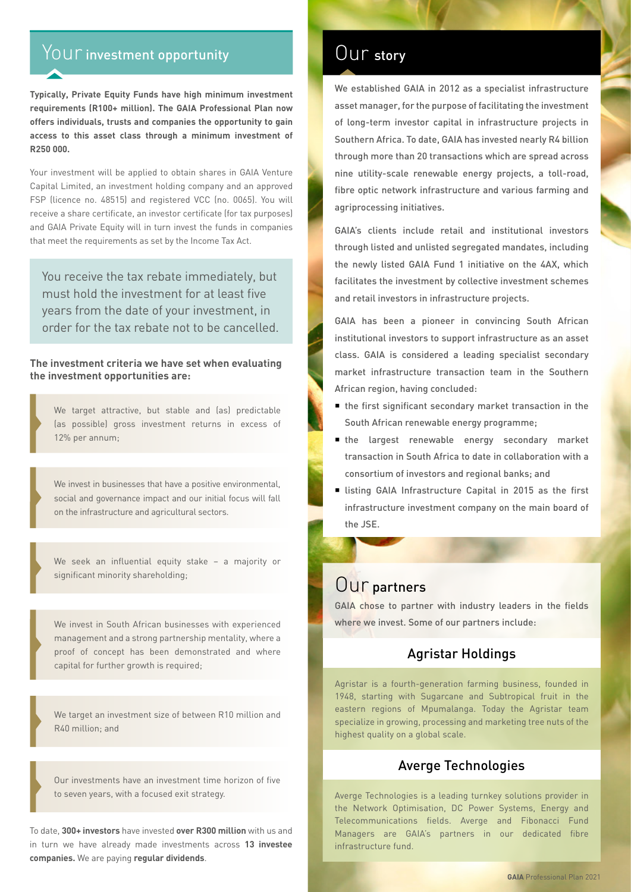## Your investment opportunity

**Typically, Private Equity Funds have high minimum investment requirements (R100+ million). The GAIA Professional Plan now offers individuals, trusts and companies the opportunity to gain access to this asset class through a minimum investment of R250 000.**

Your investment will be applied to obtain shares in GAIA Venture Capital Limited, an investment holding company and an approved FSP (licence no. 48515) and registered VCC (no. 0065). You will receive a share certificate, an investor certificate (for tax purposes) and GAIA Private Equity will in turn invest the funds in companies that meet the requirements as set by the Income Tax Act.

> You receive the tax rebate immediately, but must hold the investment for at least five years from the date of your investment, in order for the tax rebate not to be cancelled.

**The investment criteria we have set when evaluating the investment opportunities are:**

- We target attractive, but stable and (as) predictable (as possible) gross investment returns in excess of 12% per annum;
- We invest in businesses that have a positive environmental, social and governance impact and our initial focus will fall on the infrastructure and agricultural sectors.
- We seek an influential equity stake – a majority or significant minority shareholding;
- We invest in South African businesses with experienced management and a strong partnership mentality, where a proof of concept has been demonstrated and where capital for further growth is required;
- We target an investment size of between R10 million and R40 million; and
- Our investments have an investment time horizon of five to seven years, with a focused exit strategy.

To date, **300+ investors** have invested **over R300 million** with us and in turn we have already made investments across **13 investee companies.** We are paying **regular dividends**.

## Our story

We established GAIA in 2012 as a specialist infrastructure asset manager, for the purpose of facilitating the investment of long-term investor capital in infrastructure projects in Southern Africa. To date, GAIA has invested nearly R4 billion through more than 20 transactions which are spread across nine utility-scale renewable energy projects, a toll-road, fibre optic network infrastructure and various farming and agriprocessing initiatives.

GAIA's clients include retail and institutional investors through listed and unlisted segregated mandates, including the newly listed GAIA Fund 1 initiative on the 4AX, which facilitates the investment by collective investment schemes and retail investors in infrastructure projects.

GAIA has been a pioneer in convincing South African institutional investors to support infrastructure as an asset class. GAIA is considered a leading specialist secondary market infrastructure transaction team in the Southern African region, having concluded:

- the first significant secondary market transaction in the South African renewable energy programme;
- the largest renewable energy secondary market transaction in South Africa to date in collaboration with a consortium of investors and regional banks; and
- listing GAIA Infrastructure Capital in 2015 as the first infrastructure investment company on the main board of the JSE.

## Our partners

GAIA chose to partner with industry leaders in the fields where we invest. Some of our partners include:

### Agristar Holdings

Agristar is a fourth-generation farming business, founded in 1948, starting with Sugarcane and Subtropical fruit in the eastern regions of Mpumalanga. Today the Agristar team specialize in growing, processing and marketing tree nuts of the highest quality on a global scale.

### Averge Technologies

Averge Technologies is a leading turnkey solutions provider in the Network Optimisation, DC Power Systems, Energy and Telecommunications fields. Averge and Fibonacci Fund Managers are GAIA's partners in our dedicated fibre infrastructure fund.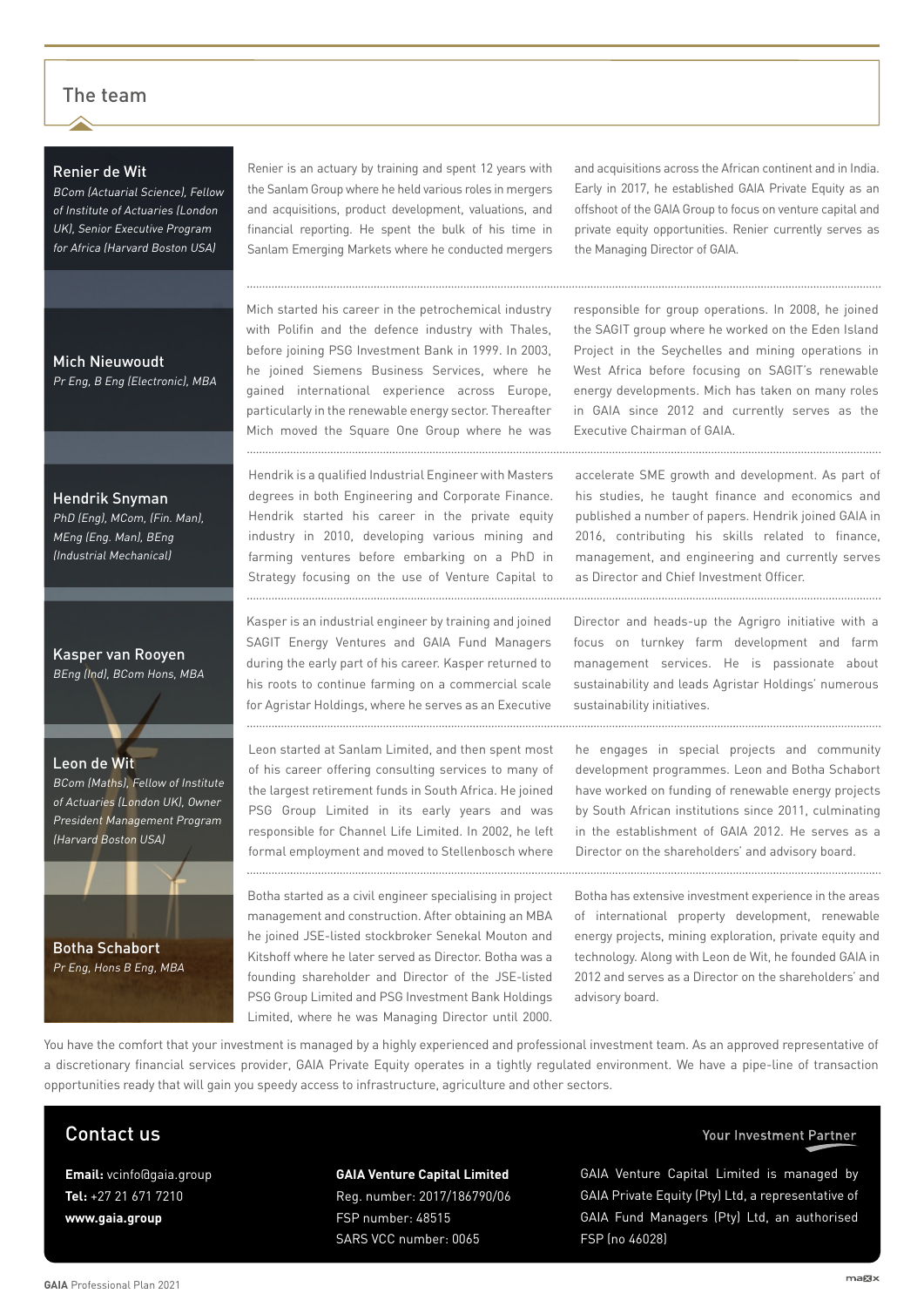## The team

### Renier de Wit

*BCom (Actuarial Science), Fellow of Institute of Actuaries (London UK), Senior Executive Program for Africa (Harvard Boston USA)*

Renier is an actuary by training and spent 12 years with the Sanlam Group where he held various roles in mergers and acquisitions, product development, valuations, and financial reporting. He spent the bulk of his time in Sanlam Emerging Markets where he conducted mergers and acquisitions across the African continent and in India. Early in 2017, he established GAIA Private Equity as an offshoot of the GAIA Group to focus on venture capital and private equity opportunities. Renier currently serves as the Managing Director of GAIA.

### Mich Nieuwoudt

*Pr Eng, B Eng (Electronic), MBA*

Mich started his career in the petrochemical industry with Polifin and the defence industry with Thales, before joining PSG Investment Bank in 1999. In 2003, he joined Siemens Business Services, where he gained international experience across Europe, particularly in the renewable energy sector. Thereafter Mich moved the Square One Group where he was responsible for group operations. In 2008, he joined the SAGIT group where he worked on the Eden Island Project in the Seychelles and mining operations in West Africa before focusing on SAGIT's renewable energy developments. Mich has taken on many roles in GAIA since 2012 and currently serves as the Executive Chairman of GAIA.

### Hendrik Snyman

*PhD (Eng), MCom, (Fin. Man), MEng (Eng. Man), BEng (Industrial Mechanical)*

Hendrik is a qualified Industrial Engineer with Masters degrees in both Engineering and Corporate Finance. Hendrik started his career in the private equity industry in 2010, developing various mining and farming ventures before embarking on a PhD in Strategy focusing on the use of Venture Capital to accelerate SME growth and development. As part of his studies, he taught finance and economics and published a number of papers. Hendrik joined GAIA in 2016, contributing his skills related to finance, management, and engineering and currently serves as Director and Chief Investment Officer.

### Kasper van Rooyen

*BEng (Ind), BCom Hons, MBA*

Kasper is an industrial engineer by training and joined SAGIT Energy Ventures and GAIA Fund Managers during the early part of his career. Kasper returned to his roots to continue farming on a commercial scale for Agristar Holdings, where he serves as an Executive Director and heads-up the Agrigro initiative with a focus on turnkey farm development and farm management services. He is passionate about sustainability and leads Agristar Holdings' numerous sustainability initiatives.

### Leon de Wit

*BCom (Maths), Fellow of Institute of Actuaries (London UK), Owner President Management Program (Harvard Boston USA)*

Leon started at Sanlam Limited, and then spent most of his career offering consulting services to many of the largest retirement funds in South Africa. He joined PSG Group Limited in its early years and was responsible for Channel Life Limited. In 2002, he left formal employment and moved to Stellenbosch where he engages in special projects and community development programmes. Leon and Botha Schabort have worked on funding of renewable energy projects by South African institutions since 2011, culminating in the establishment of GAIA 2012. He serves as a Director on the shareholders' and advisory board.

### Botha Schabort

*Pr Eng, Hons B Eng, MBA*

Botha started as a civil engineer specialising in project management and construction. After obtaining an MBA he joined JSE-listed stockbroker Senekal Mouton and Kitshoff where he later served as Director. Botha was a founding shareholder and Director of the JSE-listed PSG Group Limited and PSG Investment Bank Holdings Limited, where he was Managing Director until 2000. Botha has extensive investment experience in the areas of international property development, renewable energy projects, mining exploration, private equity and technology. Along with Leon de Wit, he founded GAIA in 2012 and serves as a Director on the shareholders' and advisory board.

You have the comfort that your investment is managed by a highly experienced and professional investment team. As an approved representative of a discretionary financial services provider, GAIA Private Equity operates in a tightly regulated environment. We have a pipe-line of transaction opportunities ready that will gain you speedy access to infrastructure, agriculture and other sectors.

## Contact us

Your Investment Partner

**Email:** vcinfo@gaia.group
**Tel:** +27 21 671 7210
**www.gaia.group**

**GAIA Venture Capital Limited**
Reg. number: 2017/186790/06
FSP number: 48515
SARS VCC number: 0065

GAIA Venture Capital Limited is managed by GAIA Private Equity (Pty) Ltd, a representative of GAIA Fund Managers (Pty) Ltd, an authorised FSP (no 46028)